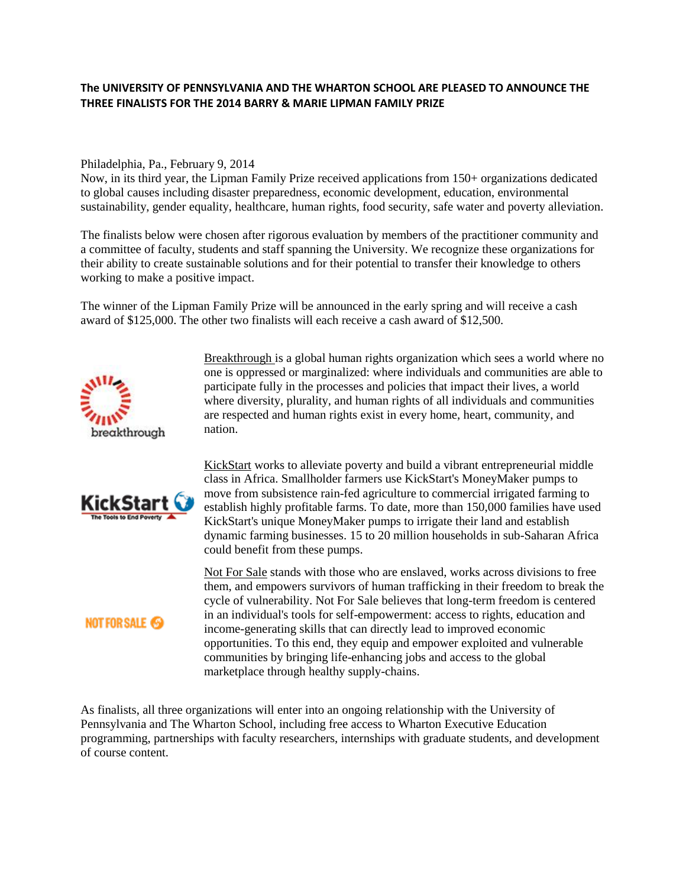**The UNIVERSITY OF PENNSYLVANIA AND THE WHARTON SCHOOL ARE PLEASED TO ANNOUNCE THE THREE FINALISTS FOR THE 2014 BARRY & MARIE LIPMAN FAMILY PRIZE**

Philadelphia, Pa., February 9, 2014
Now, in its third year, the Lipman Family Prize received applications from 150+ organizations dedicated to global causes including disaster preparedness, economic development, education, environmental sustainability, gender equality, healthcare, human rights, food security, safe water and poverty alleviation.

The finalists below were chosen after rigorous evaluation by members of the practitioner community and a committee of faculty, students and staff spanning the University. We recognize these organizations for their ability to create sustainable solutions and for their potential to transfer their knowledge to others working to make a positive impact.

The winner of the Lipman Family Prize will be announced in the early spring and will receive a cash award of $125,000. The other two finalists will each receive a cash award of $12,500.

breakthrough

Breakthrough is a global human rights organization which sees a world where no one is oppressed or marginalized: where individuals and communities are able to participate fully in the processes and policies that impact their lives, a world where diversity, plurality, and human rights of all individuals and communities are respected and human rights exist in every home, heart, community, and nation.

KickStart – The Tools to End Poverty

KickStart works to alleviate poverty and build a vibrant entrepreneurial middle class in Africa. Smallholder farmers use KickStart's MoneyMaker pumps to move from subsistence rain-fed agriculture to commercial irrigated farming to establish highly profitable farms. To date, more than 150,000 families have used KickStart's unique MoneyMaker pumps to irrigate their land and establish dynamic farming businesses. 15 to 20 million households in sub-Saharan Africa could benefit from these pumps.

NOT FOR SALE

Not For Sale stands with those who are enslaved, works across divisions to free them, and empowers survivors of human trafficking in their freedom to break the cycle of vulnerability. Not For Sale believes that long-term freedom is centered in an individual's tools for self-empowerment: access to rights, education and income-generating skills that can directly lead to improved economic opportunities. To this end, they equip and empower exploited and vulnerable communities by bringing life-enhancing jobs and access to the global marketplace through healthy supply-chains.

As finalists, all three organizations will enter into an ongoing relationship with the University of Pennsylvania and The Wharton School, including free access to Wharton Executive Education programming, partnerships with faculty researchers, internships with graduate students, and development of course content.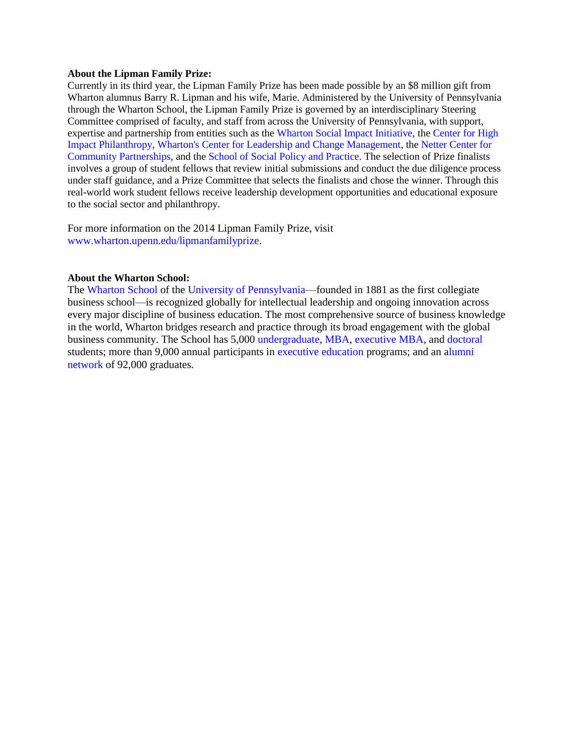**About the Lipman Family Prize:**
Currently in its third year, the Lipman Family Prize has been made possible by an $8 million gift from Wharton alumnus Barry R. Lipman and his wife, Marie. Administered by the University of Pennsylvania through the Wharton School, the Lipman Family Prize is governed by an interdisciplinary Steering Committee comprised of faculty, and staff from across the University of Pennsylvania, with support, expertise and partnership from entities such as the Wharton Social Impact Initiative, the Center for High Impact Philanthropy, Wharton's Center for Leadership and Change Management, the Netter Center for Community Partnerships, and the School of Social Policy and Practice. The selection of Prize finalists involves a group of student fellows that review initial submissions and conduct the due diligence process under staff guidance, and a Prize Committee that selects the finalists and chose the winner. Through this real-world work student fellows receive leadership development opportunities and educational exposure to the social sector and philanthropy.

For more information on the 2014 Lipman Family Prize, visit www.wharton.upenn.edu/lipmanfamilyprize.

**About the Wharton School:**
The Wharton School of the University of Pennsylvania—founded in 1881 as the first collegiate business school—is recognized globally for intellectual leadership and ongoing innovation across every major discipline of business education. The most comprehensive source of business knowledge in the world, Wharton bridges research and practice through its broad engagement with the global business community. The School has 5,000 undergraduate, MBA, executive MBA, and doctoral students; more than 9,000 annual participants in executive education programs; and an alumni network of 92,000 graduates.